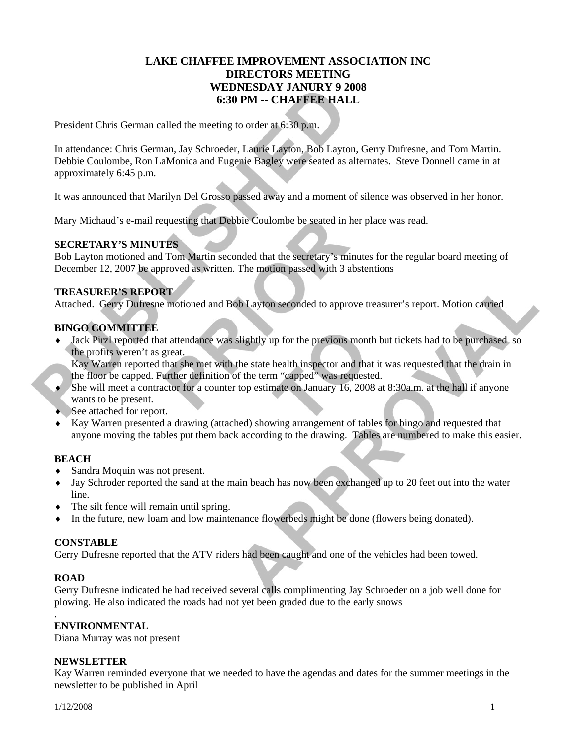# LAKE CHAFFEE IMPROVEMENT ASSOCIATION INC
## DIRECTORS MEETING
## WEDNESDAY JANURY 9 2008
## 6:30 PM -- CHAFFEE HALL

President Chris German called the meeting to order at 6:30 p.m.

In attendance: Chris German, Jay Schroeder, Laurie Layton, Bob Layton, Gerry Dufresne, and Tom Martin. Debbie Coulombe, Ron LaMonica and Eugenie Bagley were seated as alternates. Steve Donnell came in at approximately 6:45 p.m.

It was announced that Marilyn Del Grosso passed away and a moment of silence was observed in her honor.

Mary Michaud's e-mail requesting that Debbie Coulombe be seated in her place was read.

**SECRETARY'S MINUTES**
Bob Layton motioned and Tom Martin seconded that the secretary's minutes for the regular board meeting of December 12, 2007 be approved as written. The motion passed with 3 abstentions

**TREASURER'S REPORT**
Attached. Gerry Dufresne motioned and Bob Layton seconded to approve treasurer's report. Motion carried

**BINGO COMMITTEE**

- Jack Pirzl reported that attendance was slightly up for the previous month but tickets had to be purchased so the profits weren't as great.
  Kay Warren reported that she met with the state health inspector and that it was requested that the drain in the floor be capped. Further definition of the term "capped" was requested.
- She will meet a contractor for a counter top estimate on January 16, 2008 at 8:30a.m. at the hall if anyone wants to be present.
- See attached for report.
- Kay Warren presented a drawing (attached) showing arrangement of tables for bingo and requested that anyone moving the tables put them back according to the drawing. Tables are numbered to make this easier.

**BEACH**

- Sandra Moquin was not present.
- Jay Schroder reported the sand at the main beach has now been exchanged up to 20 feet out into the water line.
- The silt fence will remain until spring.
- In the future, new loam and low maintenance flowerbeds might be done (flowers being donated).

**CONSTABLE**
Gerry Dufresne reported that the ATV riders had been caught and one of the vehicles had been towed.

**ROAD**
Gerry Dufresne indicated he had received several calls complimenting Jay Schroeder on a job well done for plowing. He also indicated the roads had not yet been graded due to the early snows

.
**ENVIRONMENTAL**
Diana Murray was not present

**NEWSLETTER**
Kay Warren reminded everyone that we needed to have the agendas and dates for the summer meetings in the newsletter to be published in April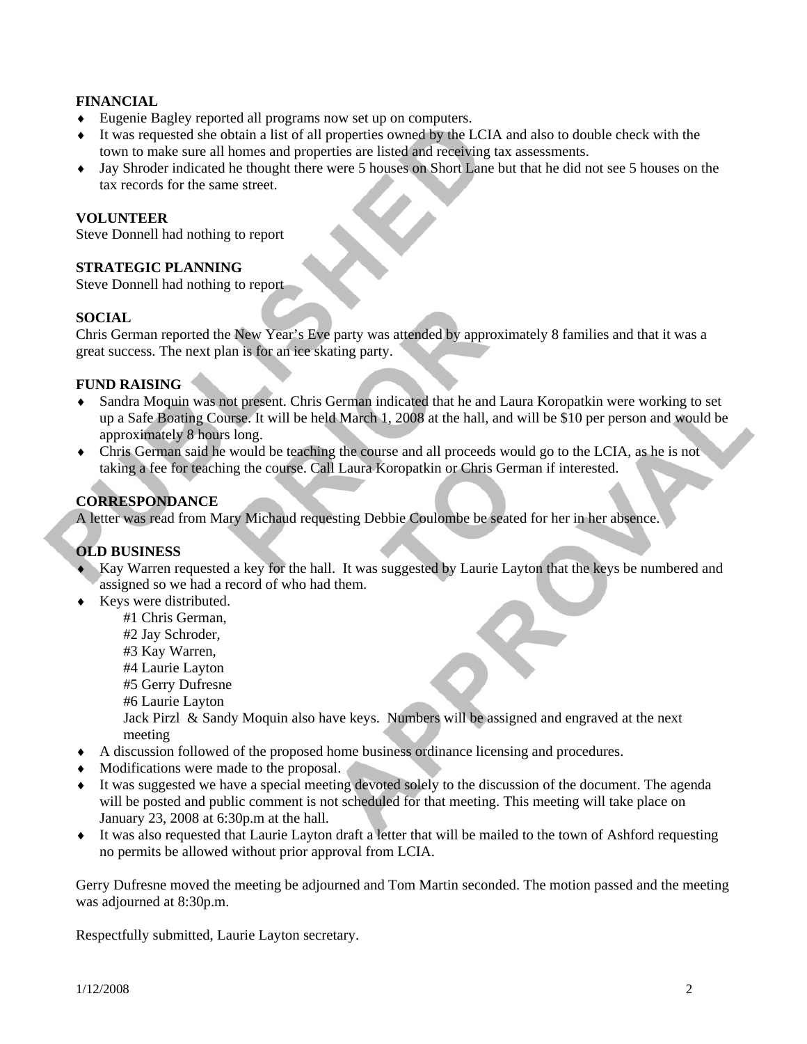### FINANCIAL

- Eugenie Bagley reported all programs now set up on computers.
- It was requested she obtain a list of all properties owned by the LCIA and also to double check with the town to make sure all homes and properties are listed and receiving tax assessments.
- Jay Shroder indicated he thought there were 5 houses on Short Lane but that he did not see 5 houses on the tax records for the same street.

### VOLUNTEER

Steve Donnell had nothing to report

### STRATEGIC PLANNING

Steve Donnell had nothing to report

### SOCIAL

Chris German reported the New Year's Eve party was attended by approximately 8 families and that it was a great success. The next plan is for an ice skating party.

### FUND RAISING

- Sandra Moquin was not present. Chris German indicated that he and Laura Koropatkin were working to set up a Safe Boating Course. It will be held March 1, 2008 at the hall, and will be $10 per person and would be approximately 8 hours long.
- Chris German said he would be teaching the course and all proceeds would go to the LCIA, as he is not taking a fee for teaching the course. Call Laura Koropatkin or Chris German if interested.

### CORRESPONDANCE

A letter was read from Mary Michaud requesting Debbie Coulombe be seated for her in her absence.

### OLD BUSINESS

- Kay Warren requested a key for the hall. It was suggested by Laurie Layton that the keys be numbered and assigned so we had a record of who had them.
- Keys were distributed.
  - #1 Chris German,
  - #2 Jay Schroder,
  - #3 Kay Warren,
  - #4 Laurie Layton
  - #5 Gerry Dufresne
  - #6 Laurie Layton

  Jack Pirzl & Sandy Moquin also have keys. Numbers will be assigned and engraved at the next meeting
- A discussion followed of the proposed home business ordinance licensing and procedures.
- Modifications were made to the proposal.
- It was suggested we have a special meeting devoted solely to the discussion of the document. The agenda will be posted and public comment is not scheduled for that meeting. This meeting will take place on January 23, 2008 at 6:30p.m at the hall.
- It was also requested that Laurie Layton draft a letter that will be mailed to the town of Ashford requesting no permits be allowed without prior approval from LCIA.

Gerry Dufresne moved the meeting be adjourned and Tom Martin seconded. The motion passed and the meeting was adjourned at 8:30p.m.

Respectfully submitted, Laurie Layton secretary.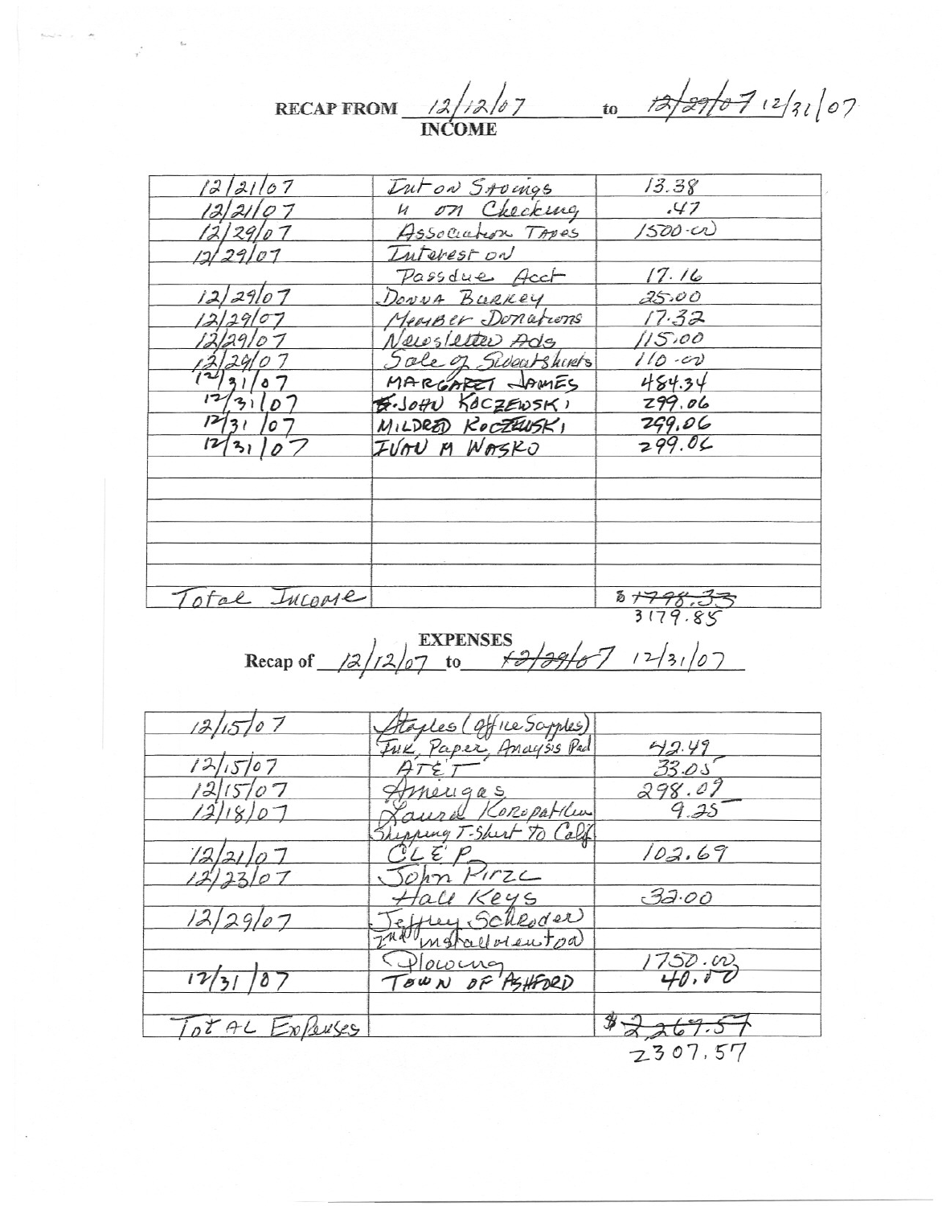**RECAP FROM** 12/12/07 **to** ~~12/29/07~~ 12/31/07

**INCOME**

| | | |
|---|---|---|
| 12/21/07 | Int on Savings | 13.38 |
| 12/21/07 | " on Checking | .47 |
| 12/29/07 | Association Taxes | 1500.00 |
| 12/29/07 | Interest on | |
| | Passdue Acct | 17.16 |
| 12/29/07 | Donna Burkey | 25.00 |
| 12/29/07 | Member Donations | 17.32 |
| 12/29/07 | Newsletter Ads | 115.00 |
| 12/29/07 | Sale of Sweatshirts | 110.00 |
| 12/31/07 | MARGARET JAMES | 484.34 |
| 12/31/07 | JOHN KOCZEWSKI | 299.06 |
| 12/31/07 | MILDRED KOCZEWSKI | 299.06 |
| 12/31/07 | IVAN M WASKO | 299.06 |
| | | |
| | | |
| | | |
| | | |
| | | |
| Total Income | | $ ~~1798.33~~ 3179.85 |

**EXPENSES**

**Recap of** 12/12/07 **to** ~~12/29/07~~ 12/31/07

| | | |
|---|---|---|
| 12/15/07 | Staples (Office Supplies) | |
| | Ink, Paper, Analysis Pad | 42.49 |
| 12/15/07 | AT&T | 33.05 |
| 12/15/07 | Ameigas | 298.09 |
| 12/18/07 | Laurel Koropatkin | 9.25 |
| | Shipping T-Shirt To Calif | |
| 12/21/07 | CL&P | 102.69 |
| 12/23/07 | John Pirzc | |
| | Hall Keys | 32.00 |
| 12/29/07 | Jeffrey Schroder | |
| | 2nd Installment on | |
| | Plowing | 1750.00 |
| 12/31/07 | TOWN OF ASHFORD | 40.00 |
| | | |
| TOTAL Expenses | | $ ~~2267.57~~ 2307.57 |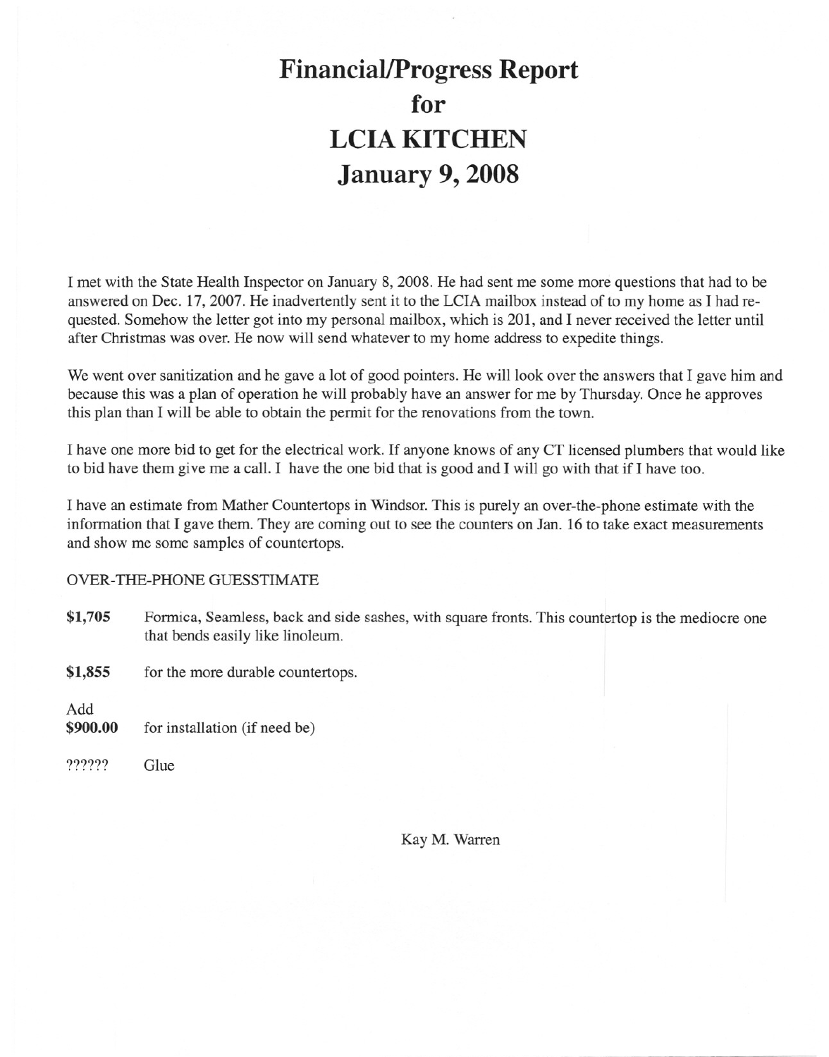# Financial/Progress Report
# for
# LCIA KITCHEN
# January 9, 2008

I met with the State Health Inspector on January 8, 2008. He had sent me some more questions that had to be answered on Dec. 17, 2007. He inadvertently sent it to the LCIA mailbox instead of to my home as I had requested. Somehow the letter got into my personal mailbox, which is 201, and I never received the letter until after Christmas was over. He now will send whatever to my home address to expedite things.

We went over sanitization and he gave a lot of good pointers. He will look over the answers that I gave him and because this was a plan of operation he will probably have an answer for me by Thursday. Once he approves this plan than I will be able to obtain the permit for the renovations from the town.

I have one more bid to get for the electrical work. If anyone knows of any CT licensed plumbers that would like to bid have them give me a call. I have the one bid that is good and I will go with that if I have too.

I have an estimate from Mather Countertops in Windsor. This is purely an over-the-phone estimate with the information that I gave them. They are coming out to see the counters on Jan. 16 to take exact measurements and show me some samples of countertops.

OVER-THE-PHONE GUESSTIMATE

**$1,705** Formica, Seamless, back and side sashes, with square fronts. This countertop is the mediocre one that bends easily like linoleum.

**$1,855** for the more durable countertops.

Add
**$900.00** for installation (if need be)

?????? Glue

Kay M. Warren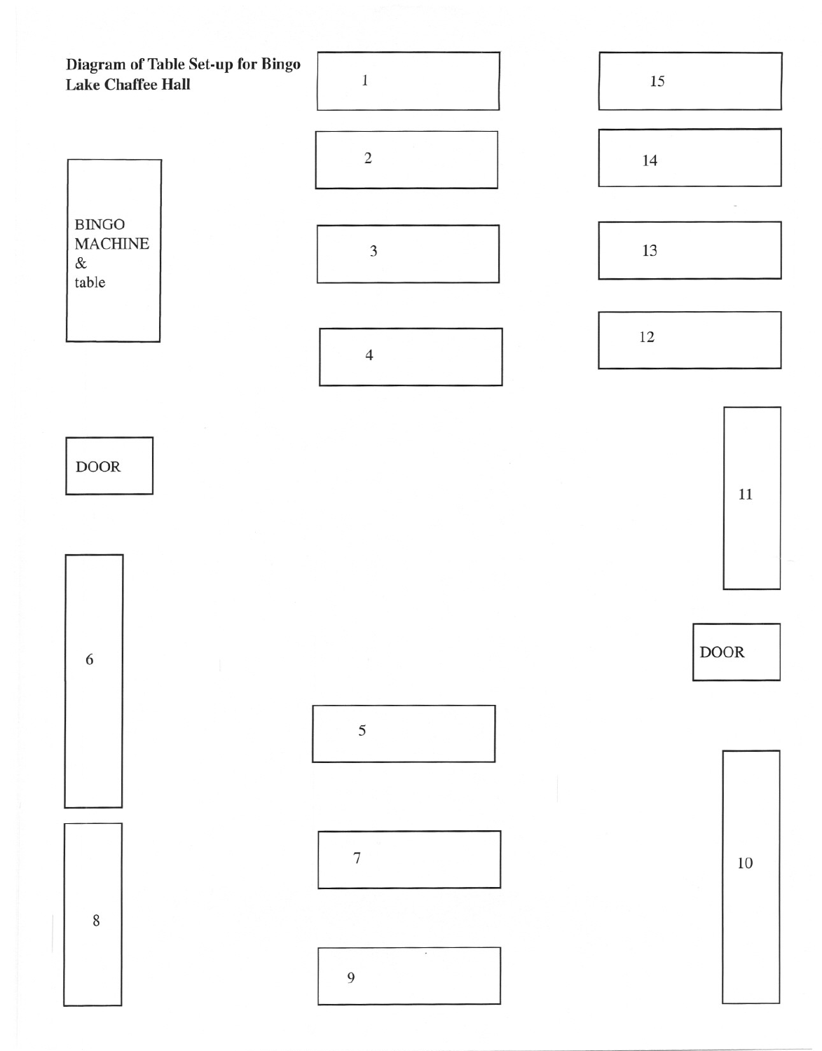**Diagram of Table Set-up for Bingo Lake Chaffee Hall**

1

15

2

14

BINGO MACHINE & table

3

13

4

12

DOOR

11

6

DOOR

5

7

10

8

9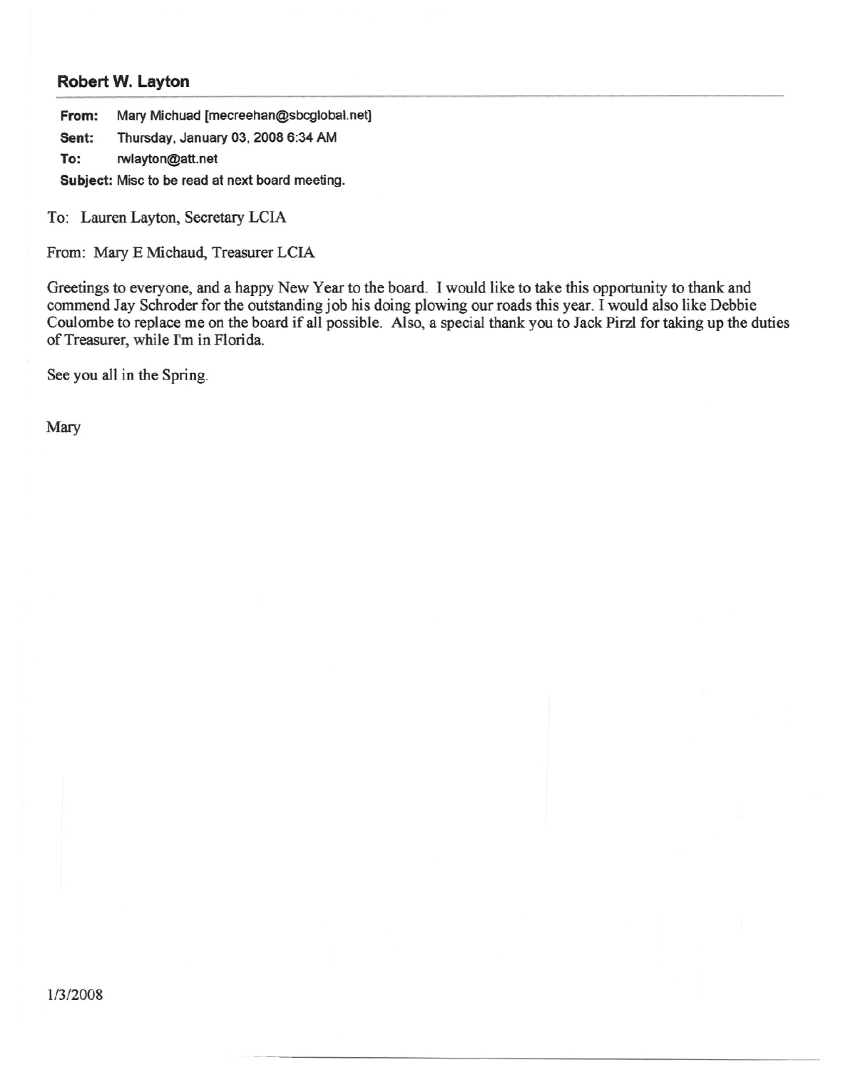**Robert W. Layton**

**From:** Mary Michuad [mecreehan@sbcglobal.net]

**Sent:** Thursday, January 03, 2008 6:34 AM

**To:** rwlayton@att.net

**Subject:** Misc to be read at next board meeting.

To: Lauren Layton, Secretary LCIA

From: Mary E Michaud, Treasurer LCIA

Greetings to everyone, and a happy New Year to the board. I would like to take this opportunity to thank and commend Jay Schroder for the outstanding job his doing plowing our roads this year. I would also like Debbie Coulombe to replace me on the board if all possible. Also, a special thank you to Jack Pirzl for taking up the duties of Treasurer, while I'm in Florida.

See you all in the Spring.

Mary

1/3/2008